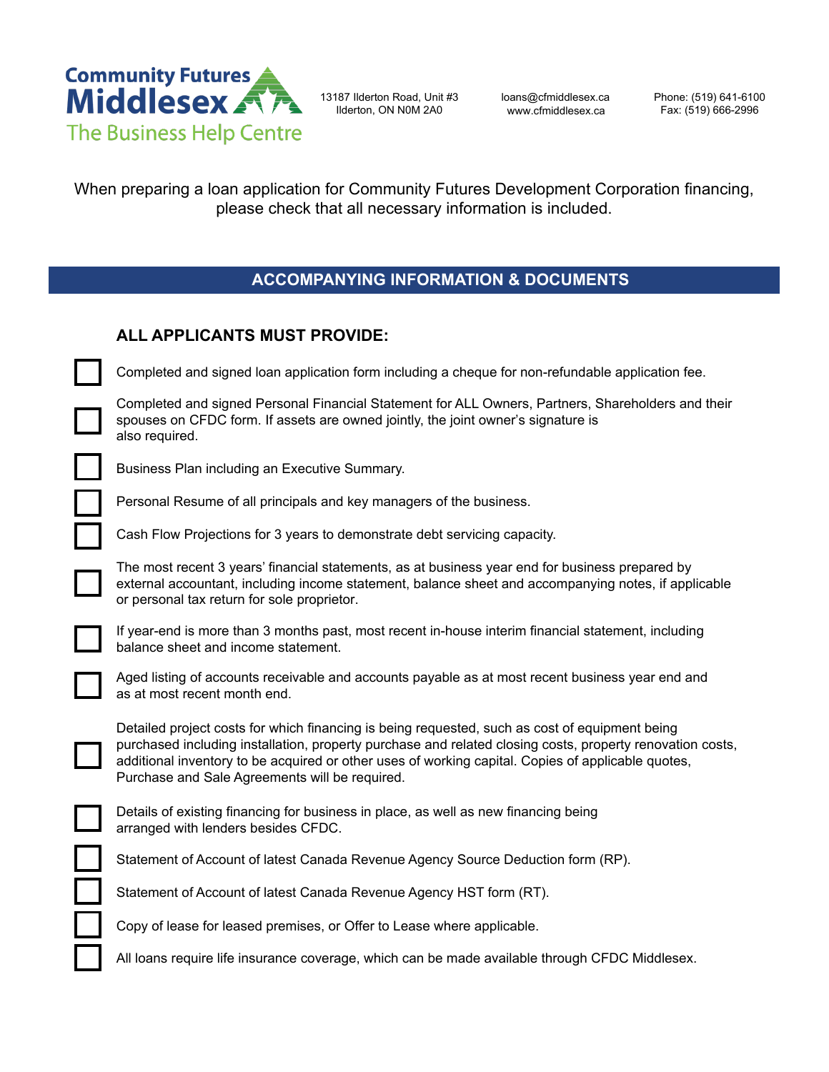Community Futures
Middlesex
The Business Help Centre

13187 Ilderton Road, Unit #3
Ilderton, ON N0M 2A0

loans@cfmiddlesex.ca
www.cfmiddlesex.ca

Phone: (519) 641-6100
Fax: (519) 666-2996

When preparing a loan application for Community Futures Development Corporation financing, please check that all necessary information is included.

## ACCOMPANYING INFORMATION & DOCUMENTS

### ALL APPLICANTS MUST PROVIDE:

- ☐ Completed and signed loan application form including a cheque for non-refundable application fee.
- ☐ Completed and signed Personal Financial Statement for ALL Owners, Partners, Shareholders and their spouses on CFDC form. If assets are owned jointly, the joint owner's signature is also required.
- ☐ Business Plan including an Executive Summary.
- ☐ Personal Resume of all principals and key managers of the business.
- ☐ Cash Flow Projections for 3 years to demonstrate debt servicing capacity.
- ☐ The most recent 3 years' financial statements, as at business year end for business prepared by external accountant, including income statement, balance sheet and accompanying notes, if applicable or personal tax return for sole proprietor.
- ☐ If year-end is more than 3 months past, most recent in-house interim financial statement, including balance sheet and income statement.
- ☐ Aged listing of accounts receivable and accounts payable as at most recent business year end and as at most recent month end.
- ☐ Detailed project costs for which financing is being requested, such as cost of equipment being purchased including installation, property purchase and related closing costs, property renovation costs, additional inventory to be acquired or other uses of working capital. Copies of applicable quotes, Purchase and Sale Agreements will be required.
- ☐ Details of existing financing for business in place, as well as new financing being arranged with lenders besides CFDC.
- ☐ Statement of Account of latest Canada Revenue Agency Source Deduction form (RP).
- ☐ Statement of Account of latest Canada Revenue Agency HST form (RT).
- ☐ Copy of lease for leased premises, or Offer to Lease where applicable.
- ☐ All loans require life insurance coverage, which can be made available through CFDC Middlesex.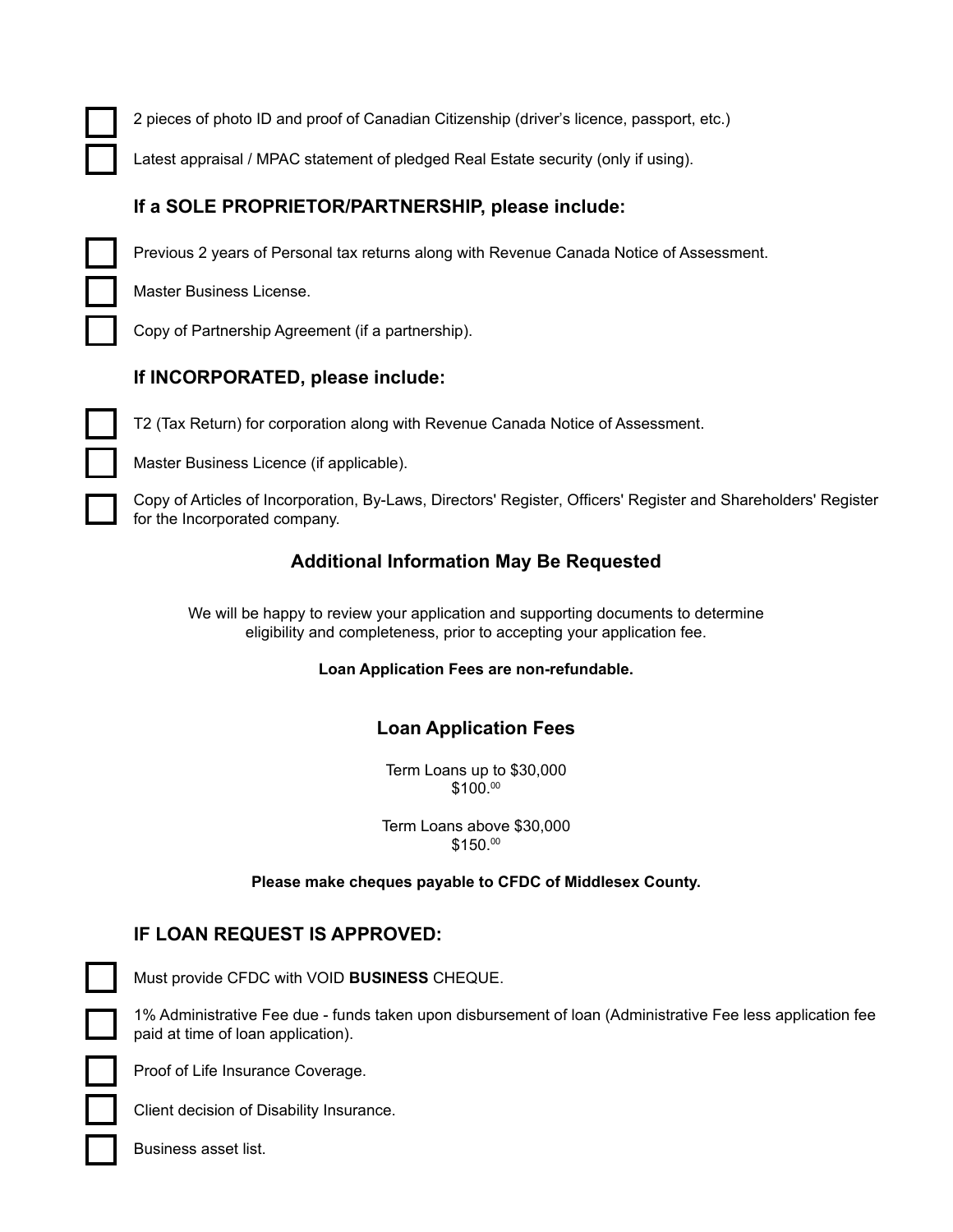- [ ] 2 pieces of photo ID and proof of Canadian Citizenship (driver's licence, passport, etc.)
- [ ] Latest appraisal / MPAC statement of pledged Real Estate security (only if using).

### If a SOLE PROPRIETOR/PARTNERSHIP, please include:

- [ ] Previous 2 years of Personal tax returns along with Revenue Canada Notice of Assessment.
- [ ] Master Business License.
- [ ] Copy of Partnership Agreement (if a partnership).

### If INCORPORATED, please include:

- [ ] T2 (Tax Return) for corporation along with Revenue Canada Notice of Assessment.
- [ ] Master Business Licence (if applicable).
- [ ] Copy of Articles of Incorporation, By-Laws, Directors' Register, Officers' Register and Shareholders' Register for the Incorporated company.

### Additional Information May Be Requested

We will be happy to review your application and supporting documents to determine eligibility and completeness, prior to accepting your application fee.

**Loan Application Fees are non-refundable.**

### Loan Application Fees

Term Loans up to $30,000
$100.00

Term Loans above $30,000
$150.00

**Please make cheques payable to CFDC of Middlesex County.**

### IF LOAN REQUEST IS APPROVED:

- [ ] Must provide CFDC with VOID **BUSINESS** CHEQUE.
- [ ] 1% Administrative Fee due - funds taken upon disbursement of loan (Administrative Fee less application fee paid at time of loan application).
- [ ] Proof of Life Insurance Coverage.
- [ ] Client decision of Disability Insurance.
- [ ] Business asset list.